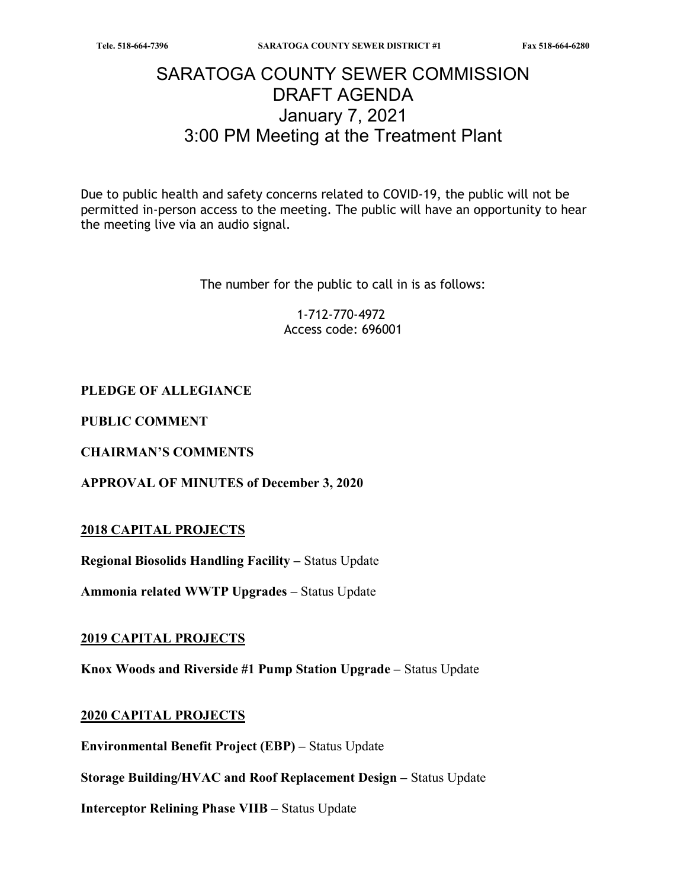# SARATOGA COUNTY SEWER COMMISSION
# DRAFT AGENDA
# January 7, 2021
# 3:00 PM Meeting at the Treatment Plant

Due to public health and safety concerns related to COVID-19, the public will not be permitted in-person access to the meeting. The public will have an opportunity to hear the meeting live via an audio signal.

The number for the public to call in is as follows:

1-712-770-4972
Access code: 696001

**PLEDGE OF ALLEGIANCE**

**PUBLIC COMMENT**

**CHAIRMAN'S COMMENTS**

**APPROVAL OF MINUTES of December 3, 2020**

## 2018 CAPITAL PROJECTS

**Regional Biosolids Handling Facility –** Status Update

**Ammonia related WWTP Upgrades** – Status Update

## 2019 CAPITAL PROJECTS

**Knox Woods and Riverside #1 Pump Station Upgrade –** Status Update

## 2020 CAPITAL PROJECTS

**Environmental Benefit Project (EBP) –** Status Update

**Storage Building/HVAC and Roof Replacement Design –** Status Update

**Interceptor Relining Phase VIIB –** Status Update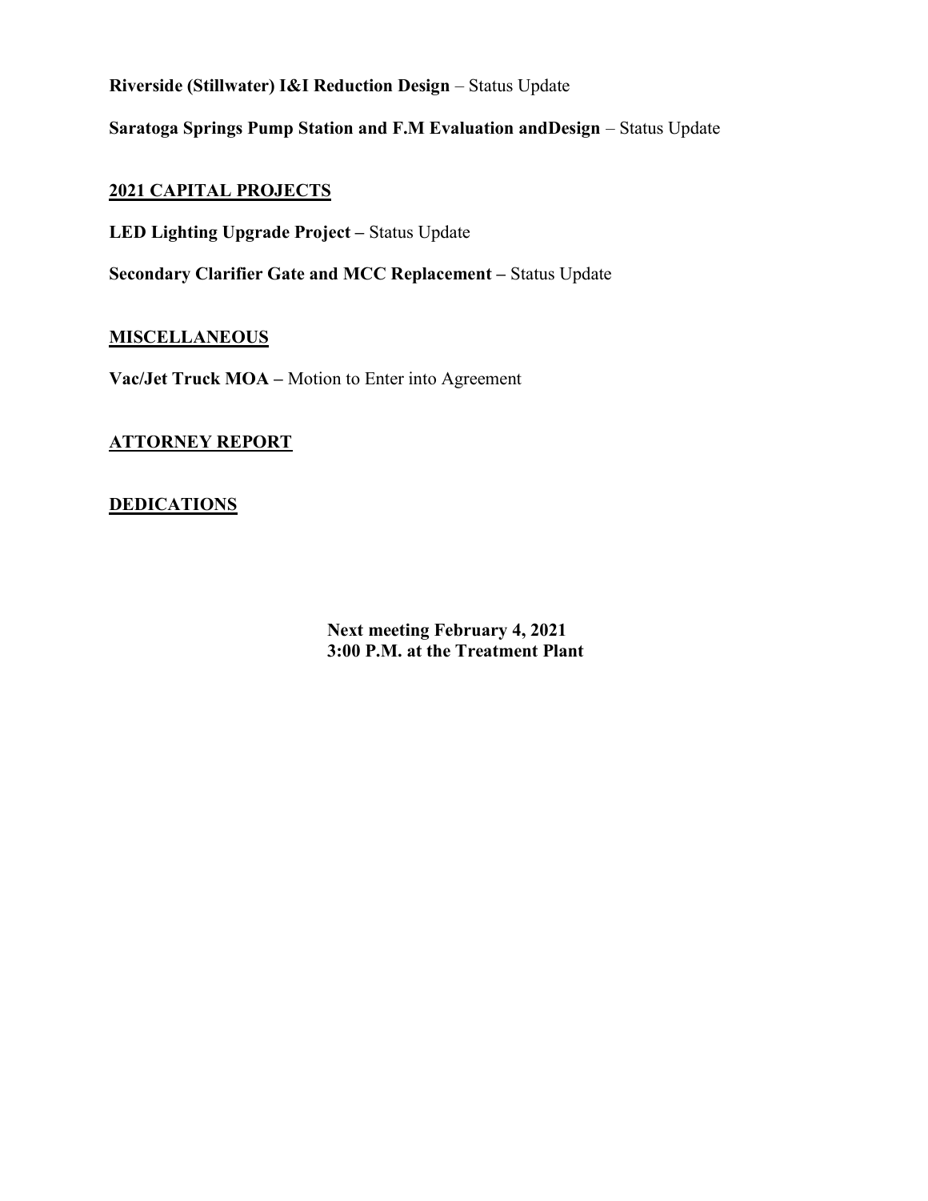**Riverside (Stillwater) I&I Reduction Design** – Status Update

**Saratoga Springs Pump Station and F.M Evaluation andDesign** – Status Update

## 2021 CAPITAL PROJECTS

**LED Lighting Upgrade Project –** Status Update

**Secondary Clarifier Gate and MCC Replacement –** Status Update

## MISCELLANEOUS

**Vac/Jet Truck MOA –** Motion to Enter into Agreement

## ATTORNEY REPORT

## DEDICATIONS

**Next meeting February 4, 2021**
**3:00 P.M. at the Treatment Plant**